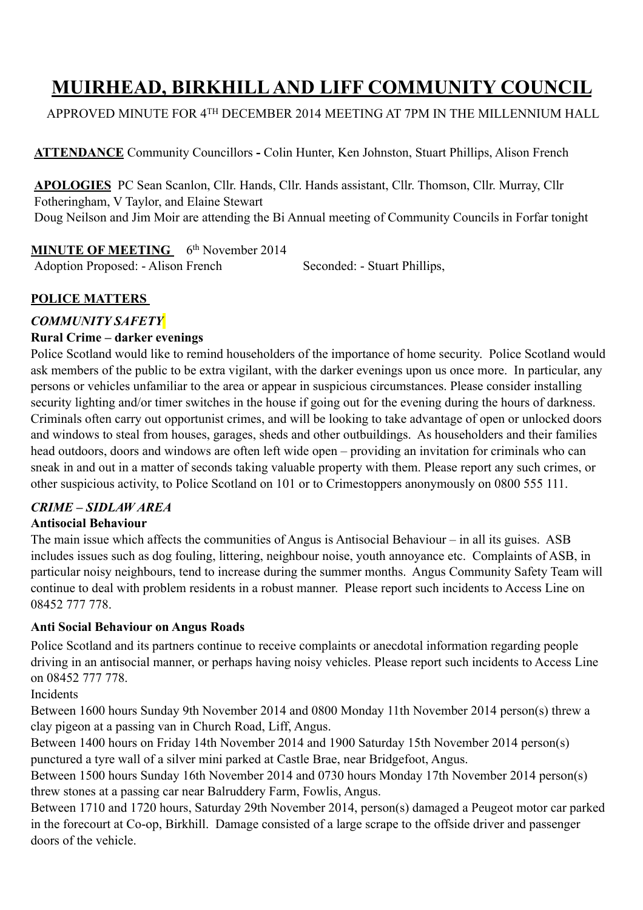# MUIRHEAD, BIRKHILL AND LIFF COMMUNITY COUNCIL

APPROVED MINUTE FOR 4TH DECEMBER 2014 MEETING AT 7PM IN THE MILLENNIUM HALL

**ATTENDANCE** Community Councillors **-** Colin Hunter, Ken Johnston, Stuart Phillips, Alison French

**APOLOGIES** PC Sean Scanlon, Cllr. Hands, Cllr. Hands assistant, Cllr. Thomson, Cllr. Murray, Cllr Fotheringham, V Taylor, and Elaine Stewart
Doug Neilson and Jim Moir are attending the Bi Annual meeting of Community Councils in Forfar tonight

**MINUTE OF MEETING** 6th November 2014
Adoption Proposed: - Alison French Seconded: - Stuart Phillips,

## POLICE MATTERS

### *COMMUNITY SAFETY*

**Rural Crime – darker evenings**

Police Scotland would like to remind householders of the importance of home security. Police Scotland would ask members of the public to be extra vigilant, with the darker evenings upon us once more. In particular, any persons or vehicles unfamiliar to the area or appear in suspicious circumstances. Please consider installing security lighting and/or timer switches in the house if going out for the evening during the hours of darkness. Criminals often carry out opportunist crimes, and will be looking to take advantage of open or unlocked doors and windows to steal from houses, garages, sheds and other outbuildings. As householders and their families head outdoors, doors and windows are often left wide open – providing an invitation for criminals who can sneak in and out in a matter of seconds taking valuable property with them. Please report any such crimes, or other suspicious activity, to Police Scotland on 101 or to Crimestoppers anonymously on 0800 555 111.

### *CRIME – SIDLAW AREA*

**Antisocial Behaviour**

The main issue which affects the communities of Angus is Antisocial Behaviour – in all its guises. ASB includes issues such as dog fouling, littering, neighbour noise, youth annoyance etc. Complaints of ASB, in particular noisy neighbours, tend to increase during the summer months. Angus Community Safety Team will continue to deal with problem residents in a robust manner. Please report such incidents to Access Line on 08452 777 778.

**Anti Social Behaviour on Angus Roads**

Police Scotland and its partners continue to receive complaints or anecdotal information regarding people driving in an antisocial manner, or perhaps having noisy vehicles. Please report such incidents to Access Line on 08452 777 778.

Incidents

Between 1600 hours Sunday 9th November 2014 and 0800 Monday 11th November 2014 person(s) threw a clay pigeon at a passing van in Church Road, Liff, Angus.

Between 1400 hours on Friday 14th November 2014 and 1900 Saturday 15th November 2014 person(s) punctured a tyre wall of a silver mini parked at Castle Brae, near Bridgefoot, Angus.

Between 1500 hours Sunday 16th November 2014 and 0730 hours Monday 17th November 2014 person(s) threw stones at a passing car near Balruddery Farm, Fowlis, Angus.

Between 1710 and 1720 hours, Saturday 29th November 2014, person(s) damaged a Peugeot motor car parked in the forecourt at Co-op, Birkhill. Damage consisted of a large scrape to the offside driver and passenger doors of the vehicle.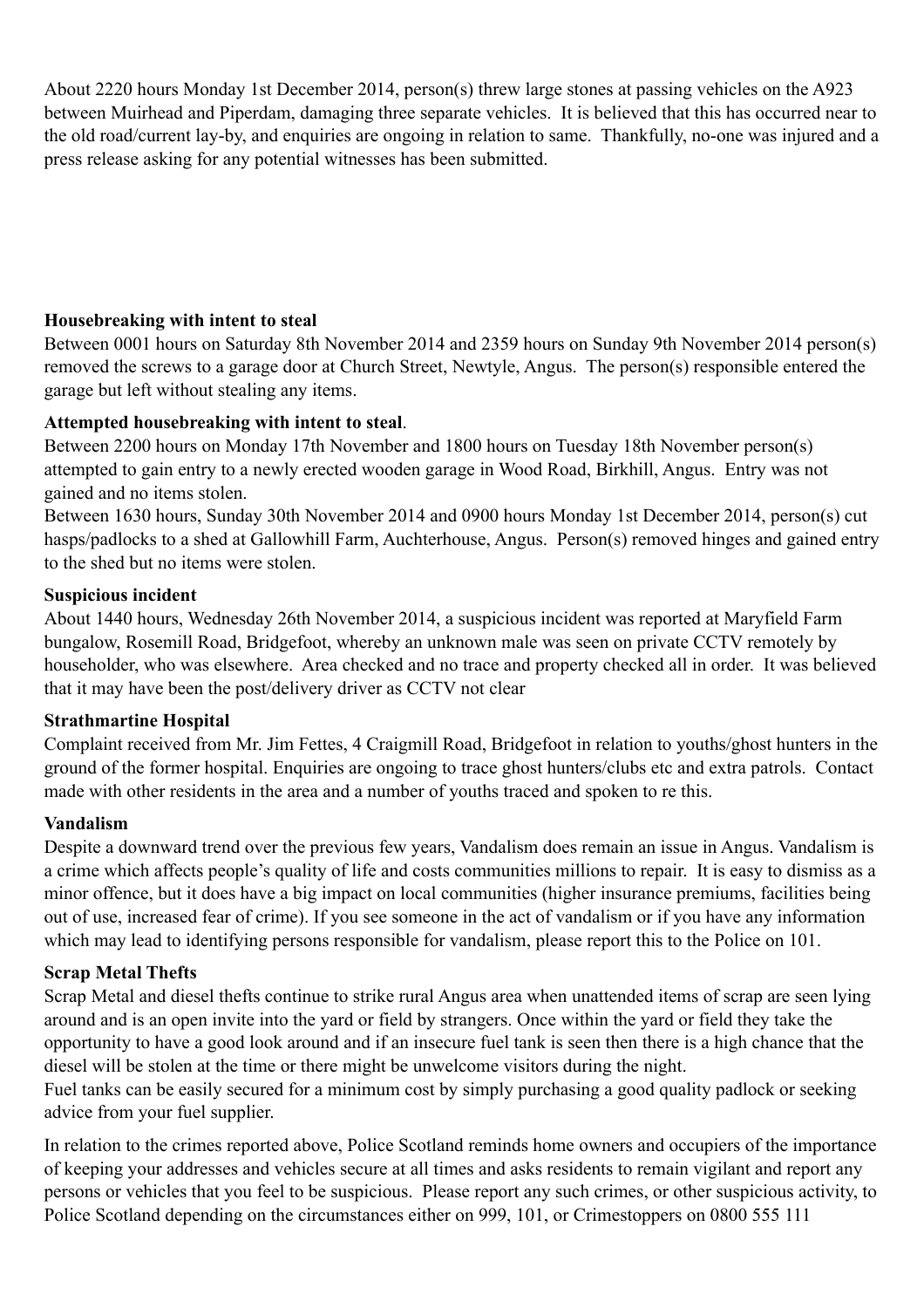About 2220 hours Monday 1st December 2014, person(s) threw large stones at passing vehicles on the A923 between Muirhead and Piperdam, damaging three separate vehicles. It is believed that this has occurred near to the old road/current lay-by, and enquiries are ongoing in relation to same. Thankfully, no-one was injured and a press release asking for any potential witnesses has been submitted.

**Housebreaking with intent to steal**

Between 0001 hours on Saturday 8th November 2014 and 2359 hours on Sunday 9th November 2014 person(s) removed the screws to a garage door at Church Street, Newtyle, Angus. The person(s) responsible entered the garage but left without stealing any items.

**Attempted housebreaking with intent to steal**.

Between 2200 hours on Monday 17th November and 1800 hours on Tuesday 18th November person(s) attempted to gain entry to a newly erected wooden garage in Wood Road, Birkhill, Angus. Entry was not gained and no items stolen.

Between 1630 hours, Sunday 30th November 2014 and 0900 hours Monday 1st December 2014, person(s) cut hasps/padlocks to a shed at Gallowhill Farm, Auchterhouse, Angus. Person(s) removed hinges and gained entry to the shed but no items were stolen.

**Suspicious incident**

About 1440 hours, Wednesday 26th November 2014, a suspicious incident was reported at Maryfield Farm bungalow, Rosemill Road, Bridgefoot, whereby an unknown male was seen on private CCTV remotely by householder, who was elsewhere. Area checked and no trace and property checked all in order. It was believed that it may have been the post/delivery driver as CCTV not clear

**Strathmartine Hospital**

Complaint received from Mr. Jim Fettes, 4 Craigmill Road, Bridgefoot in relation to youths/ghost hunters in the ground of the former hospital. Enquiries are ongoing to trace ghost hunters/clubs etc and extra patrols. Contact made with other residents in the area and a number of youths traced and spoken to re this.

**Vandalism**

Despite a downward trend over the previous few years, Vandalism does remain an issue in Angus. Vandalism is a crime which affects people's quality of life and costs communities millions to repair. It is easy to dismiss as a minor offence, but it does have a big impact on local communities (higher insurance premiums, facilities being out of use, increased fear of crime). If you see someone in the act of vandalism or if you have any information which may lead to identifying persons responsible for vandalism, please report this to the Police on 101.

**Scrap Metal Thefts**

Scrap Metal and diesel thefts continue to strike rural Angus area when unattended items of scrap are seen lying around and is an open invite into the yard or field by strangers. Once within the yard or field they take the opportunity to have a good look around and if an insecure fuel tank is seen then there is a high chance that the diesel will be stolen at the time or there might be unwelcome visitors during the night.

Fuel tanks can be easily secured for a minimum cost by simply purchasing a good quality padlock or seeking advice from your fuel supplier.

In relation to the crimes reported above, Police Scotland reminds home owners and occupiers of the importance of keeping your addresses and vehicles secure at all times and asks residents to remain vigilant and report any persons or vehicles that you feel to be suspicious. Please report any such crimes, or other suspicious activity, to Police Scotland depending on the circumstances either on 999, 101, or Crimestoppers on 0800 555 111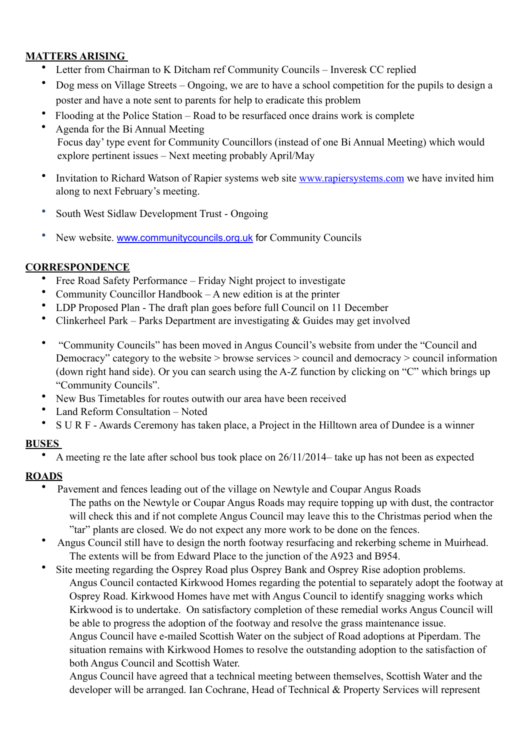**MATTERS ARISING**

- Letter from Chairman to K Ditcham ref Community Councils – Inveresk CC replied
- Dog mess on Village Streets – Ongoing, we are to have a school competition for the pupils to design a poster and have a note sent to parents for help to eradicate this problem
- Flooding at the Police Station – Road to be resurfaced once drains work is complete
- Agenda for the Bi Annual Meeting
  Focus day' type event for Community Councillors (instead of one Bi Annual Meeting) which would explore pertinent issues – Next meeting probably April/May
- Invitation to Richard Watson of Rapier systems web site www.rapiersystems.com we have invited him along to next February's meeting.
- South West Sidlaw Development Trust - Ongoing
- New website. www.communitycouncils.org.uk for Community Councils

**CORRESPONDENCE**

- Free Road Safety Performance – Friday Night project to investigate
- Community Councillor Handbook – A new edition is at the printer
- LDP Proposed Plan - The draft plan goes before full Council on 11 December
- Clinkerheel Park – Parks Department are investigating & Guides may get involved
- "Community Councils" has been moved in Angus Council's website from under the "Council and Democracy" category to the website > browse services > council and democracy > council information (down right hand side). Or you can search using the A-Z function by clicking on "C" which brings up "Community Councils".
- New Bus Timetables for routes outwith our area have been received
- Land Reform Consultation – Noted
- S U R F - Awards Ceremony has taken place, a Project in the Hilltown area of Dundee is a winner

**BUSES**

- A meeting re the late after school bus took place on 26/11/2014– take up has not been as expected

**ROADS**

- Pavement and fences leading out of the village on Newtyle and Coupar Angus Roads
  The paths on the Newtyle or Coupar Angus Roads may require topping up with dust, the contractor will check this and if not complete Angus Council may leave this to the Christmas period when the "tar" plants are closed. We do not expect any more work to be done on the fences.
- Angus Council still have to design the north footway resurfacing and rekerbing scheme in Muirhead. The extents will be from Edward Place to the junction of the A923 and B954.
- Site meeting regarding the Osprey Road plus Osprey Bank and Osprey Rise adoption problems.
  Angus Council contacted Kirkwood Homes regarding the potential to separately adopt the footway at Osprey Road. Kirkwood Homes have met with Angus Council to identify snagging works which Kirkwood is to undertake. On satisfactory completion of these remedial works Angus Council will be able to progress the adoption of the footway and resolve the grass maintenance issue.
  Angus Council have e-mailed Scottish Water on the subject of Road adoptions at Piperdam. The situation remains with Kirkwood Homes to resolve the outstanding adoption to the satisfaction of both Angus Council and Scottish Water.
  Angus Council have agreed that a technical meeting between themselves, Scottish Water and the developer will be arranged. Ian Cochrane, Head of Technical & Property Services will represent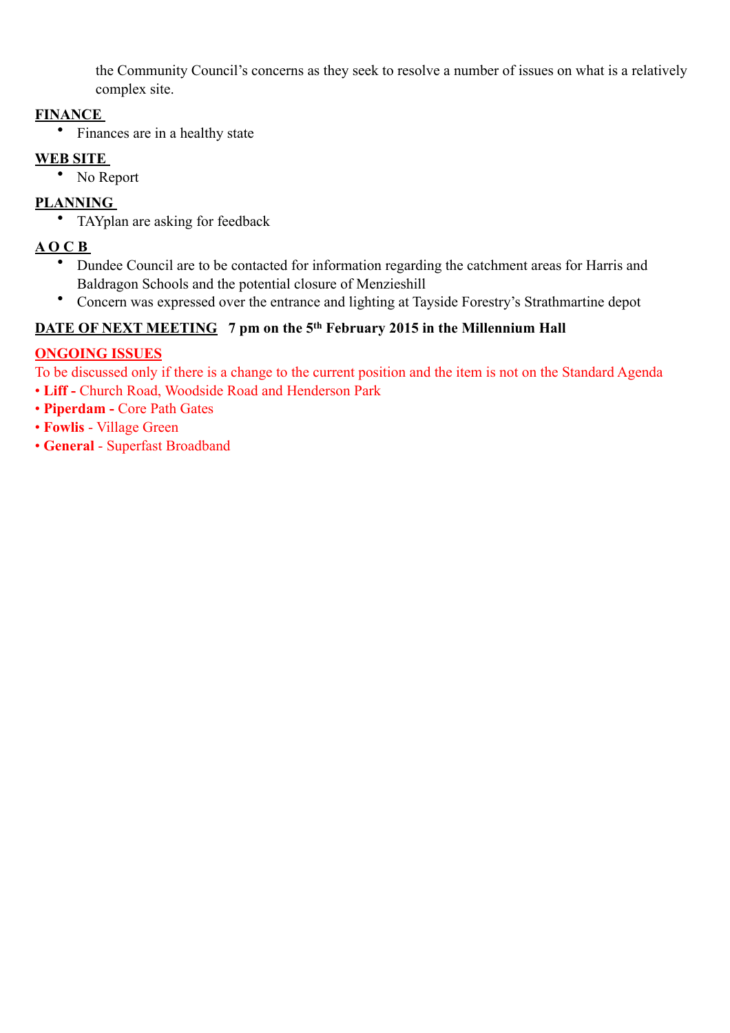the Community Council's concerns as they seek to resolve a number of issues on what is a relatively complex site.

**FINANCE**

- Finances are in a healthy state

**WEB SITE**

- No Report

**PLANNING**

- TAYplan are asking for feedback

**A O C B**

- Dundee Council are to be contacted for information regarding the catchment areas for Harris and Baldragon Schools and the potential closure of Menzieshill
- Concern was expressed over the entrance and lighting at Tayside Forestry's Strathmartine depot

**DATE OF NEXT MEETING** **7 pm on the 5th February 2015 in the Millennium Hall**

**ONGOING ISSUES**

To be discussed only if there is a change to the current position and the item is not on the Standard Agenda

- **Liff -** Church Road, Woodside Road and Henderson Park
- **Piperdam -** Core Path Gates
- **Fowlis** - Village Green
- **General** - Superfast Broadband